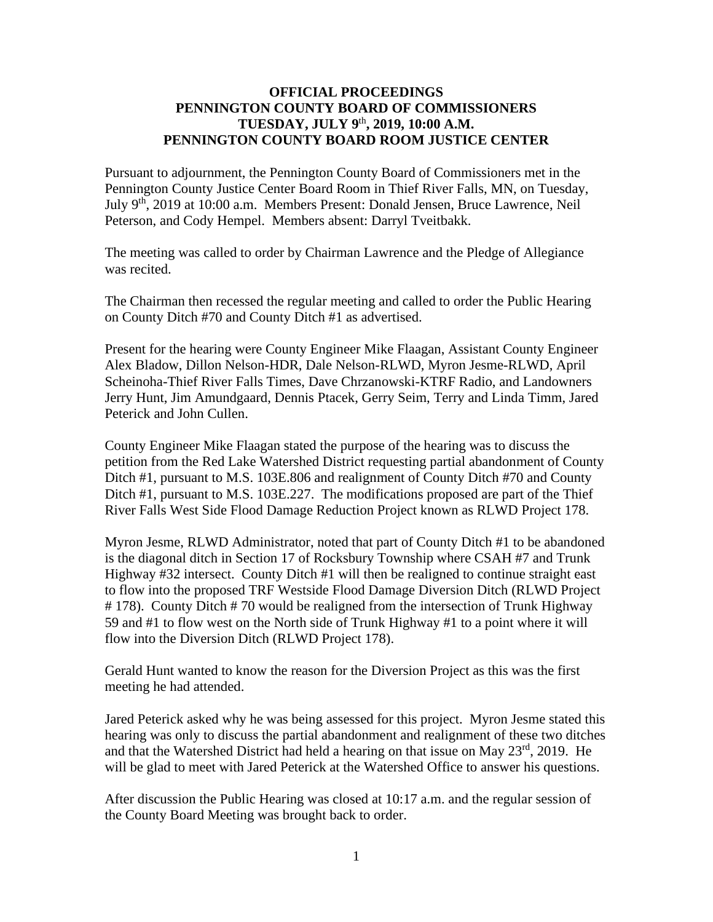**OFFICIAL PROCEEDINGS**
**PENNINGTON COUNTY BOARD OF COMMISSIONERS**
**TUESDAY, JULY 9th, 2019, 10:00 A.M.**
**PENNINGTON COUNTY BOARD ROOM JUSTICE CENTER**

Pursuant to adjournment, the Pennington County Board of Commissioners met in the Pennington County Justice Center Board Room in Thief River Falls, MN, on Tuesday, July 9th, 2019 at 10:00 a.m. Members Present: Donald Jensen, Bruce Lawrence, Neil Peterson, and Cody Hempel. Members absent: Darryl Tveitbakk.

The meeting was called to order by Chairman Lawrence and the Pledge of Allegiance was recited.

The Chairman then recessed the regular meeting and called to order the Public Hearing on County Ditch #70 and County Ditch #1 as advertised.

Present for the hearing were County Engineer Mike Flaagan, Assistant County Engineer Alex Bladow, Dillon Nelson-HDR, Dale Nelson-RLWD, Myron Jesme-RLWD, April Scheinoha-Thief River Falls Times, Dave Chrzanowski-KTRF Radio, and Landowners Jerry Hunt, Jim Amundgaard, Dennis Ptacek, Gerry Seim, Terry and Linda Timm, Jared Peterick and John Cullen.

County Engineer Mike Flaagan stated the purpose of the hearing was to discuss the petition from the Red Lake Watershed District requesting partial abandonment of County Ditch #1, pursuant to M.S. 103E.806 and realignment of County Ditch #70 and County Ditch #1, pursuant to M.S. 103E.227. The modifications proposed are part of the Thief River Falls West Side Flood Damage Reduction Project known as RLWD Project 178.

Myron Jesme, RLWD Administrator, noted that part of County Ditch #1 to be abandoned is the diagonal ditch in Section 17 of Rocksbury Township where CSAH #7 and Trunk Highway #32 intersect. County Ditch #1 will then be realigned to continue straight east to flow into the proposed TRF Westside Flood Damage Diversion Ditch (RLWD Project # 178). County Ditch # 70 would be realigned from the intersection of Trunk Highway 59 and #1 to flow west on the North side of Trunk Highway #1 to a point where it will flow into the Diversion Ditch (RLWD Project 178).

Gerald Hunt wanted to know the reason for the Diversion Project as this was the first meeting he had attended.

Jared Peterick asked why he was being assessed for this project. Myron Jesme stated this hearing was only to discuss the partial abandonment and realignment of these two ditches and that the Watershed District had held a hearing on that issue on May 23rd, 2019. He will be glad to meet with Jared Peterick at the Watershed Office to answer his questions.

After discussion the Public Hearing was closed at 10:17 a.m. and the regular session of the County Board Meeting was brought back to order.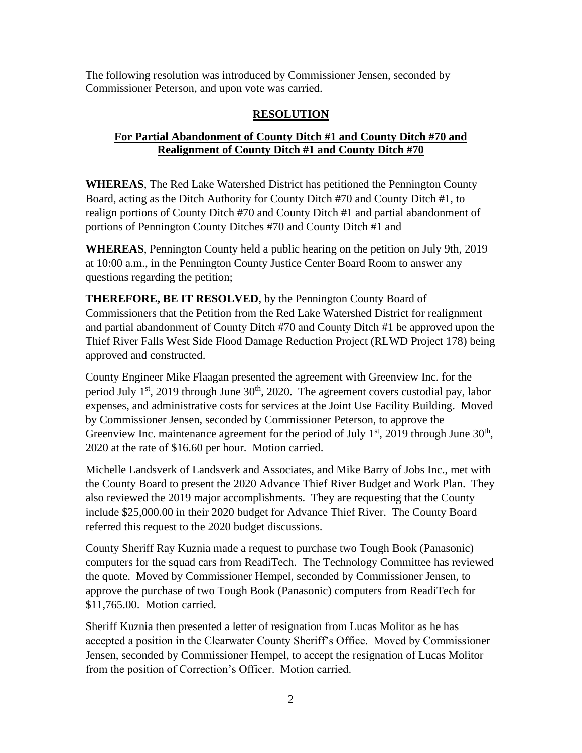The following resolution was introduced by Commissioner Jensen, seconded by Commissioner Peterson, and upon vote was carried.

## **RESOLUTION**

### **For Partial Abandonment of County Ditch #1 and County Ditch #70 and Realignment of County Ditch #1 and County Ditch #70**

**WHEREAS**, The Red Lake Watershed District has petitioned the Pennington County Board, acting as the Ditch Authority for County Ditch #70 and County Ditch #1, to realign portions of County Ditch #70 and County Ditch #1 and partial abandonment of portions of Pennington County Ditches #70 and County Ditch #1 and

**WHEREAS**, Pennington County held a public hearing on the petition on July 9th, 2019 at 10:00 a.m., in the Pennington County Justice Center Board Room to answer any questions regarding the petition;

**THEREFORE, BE IT RESOLVED**, by the Pennington County Board of Commissioners that the Petition from the Red Lake Watershed District for realignment and partial abandonment of County Ditch #70 and County Ditch #1 be approved upon the Thief River Falls West Side Flood Damage Reduction Project (RLWD Project 178) being approved and constructed.

County Engineer Mike Flaagan presented the agreement with Greenview Inc. for the period July 1st, 2019 through June 30th, 2020. The agreement covers custodial pay, labor expenses, and administrative costs for services at the Joint Use Facility Building. Moved by Commissioner Jensen, seconded by Commissioner Peterson, to approve the Greenview Inc. maintenance agreement for the period of July 1st, 2019 through June 30th, 2020 at the rate of $16.60 per hour. Motion carried.

Michelle Landsverk of Landsverk and Associates, and Mike Barry of Jobs Inc., met with the County Board to present the 2020 Advance Thief River Budget and Work Plan. They also reviewed the 2019 major accomplishments. They are requesting that the County include $25,000.00 in their 2020 budget for Advance Thief River. The County Board referred this request to the 2020 budget discussions.

County Sheriff Ray Kuznia made a request to purchase two Tough Book (Panasonic) computers for the squad cars from ReadiTech. The Technology Committee has reviewed the quote. Moved by Commissioner Hempel, seconded by Commissioner Jensen, to approve the purchase of two Tough Book (Panasonic) computers from ReadiTech for $11,765.00. Motion carried.

Sheriff Kuznia then presented a letter of resignation from Lucas Molitor as he has accepted a position in the Clearwater County Sheriff's Office. Moved by Commissioner Jensen, seconded by Commissioner Hempel, to accept the resignation of Lucas Molitor from the position of Correction's Officer. Motion carried.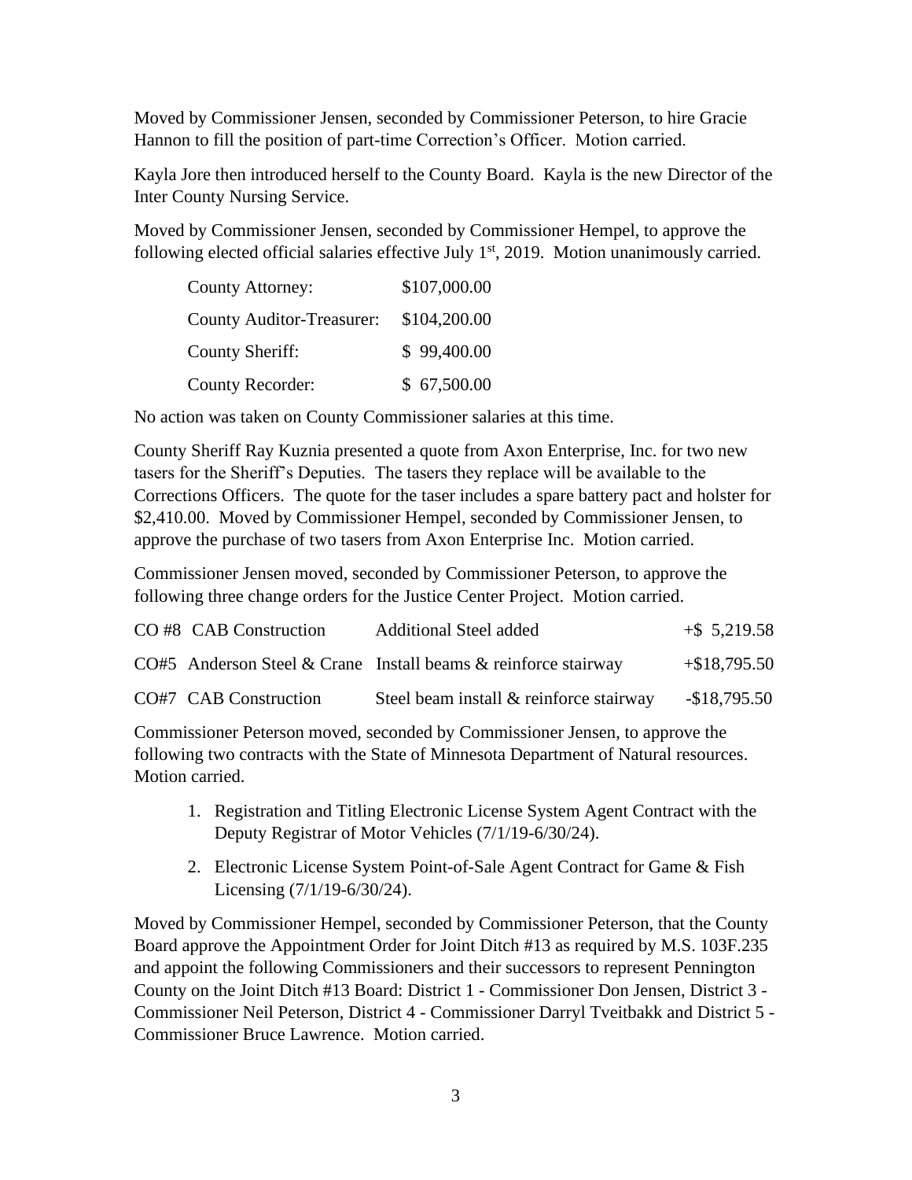Moved by Commissioner Jensen, seconded by Commissioner Peterson, to hire Gracie Hannon to fill the position of part-time Correction's Officer. Motion carried.

Kayla Jore then introduced herself to the County Board. Kayla is the new Director of the Inter County Nursing Service.

Moved by Commissioner Jensen, seconded by Commissioner Hempel, to approve the following elected official salaries effective July 1st, 2019. Motion unanimously carried.

| | |
|---|---|
| County Attorney: | \$107,000.00 |
| County Auditor-Treasurer: | \$104,200.00 |
| County Sheriff: | \$ 99,400.00 |
| County Recorder: | \$ 67,500.00 |

No action was taken on County Commissioner salaries at this time.

County Sheriff Ray Kuznia presented a quote from Axon Enterprise, Inc. for two new tasers for the Sheriff's Deputies. The tasers they replace will be available to the Corrections Officers. The quote for the taser includes a spare battery pact and holster for \$2,410.00. Moved by Commissioner Hempel, seconded by Commissioner Jensen, to approve the purchase of two tasers from Axon Enterprise Inc. Motion carried.

Commissioner Jensen moved, seconded by Commissioner Peterson, to approve the following three change orders for the Justice Center Project. Motion carried.

| | | |
|---|---|---|
| CO #8 CAB Construction | Additional Steel added | +\$ 5,219.58 |
| CO#5 Anderson Steel & Crane | Install beams & reinforce stairway | +\$18,795.50 |
| CO#7 CAB Construction | Steel beam install & reinforce stairway | -\$18,795.50 |

Commissioner Peterson moved, seconded by Commissioner Jensen, to approve the following two contracts with the State of Minnesota Department of Natural resources. Motion carried.

1. Registration and Titling Electronic License System Agent Contract with the Deputy Registrar of Motor Vehicles (7/1/19-6/30/24).
2. Electronic License System Point-of-Sale Agent Contract for Game & Fish Licensing (7/1/19-6/30/24).

Moved by Commissioner Hempel, seconded by Commissioner Peterson, that the County Board approve the Appointment Order for Joint Ditch #13 as required by M.S. 103F.235 and appoint the following Commissioners and their successors to represent Pennington County on the Joint Ditch #13 Board: District 1 - Commissioner Don Jensen, District 3 - Commissioner Neil Peterson, District 4 - Commissioner Darryl Tveitbakk and District 5 - Commissioner Bruce Lawrence. Motion carried.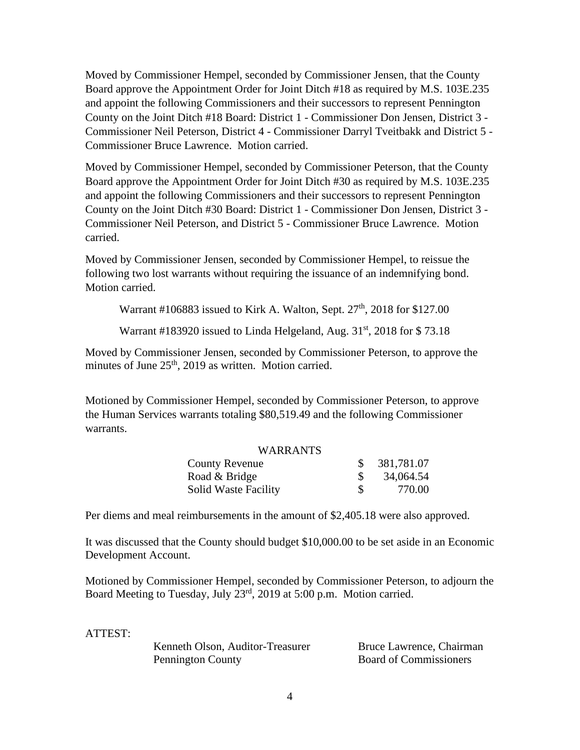Moved by Commissioner Hempel, seconded by Commissioner Jensen, that the County Board approve the Appointment Order for Joint Ditch #18 as required by M.S. 103E.235 and appoint the following Commissioners and their successors to represent Pennington County on the Joint Ditch #18 Board: District 1 - Commissioner Don Jensen, District 3 - Commissioner Neil Peterson, District 4 - Commissioner Darryl Tveitbakk and District 5 - Commissioner Bruce Lawrence. Motion carried.

Moved by Commissioner Hempel, seconded by Commissioner Peterson, that the County Board approve the Appointment Order for Joint Ditch #30 as required by M.S. 103E.235 and appoint the following Commissioners and their successors to represent Pennington County on the Joint Ditch #30 Board: District 1 - Commissioner Don Jensen, District 3 - Commissioner Neil Peterson, and District 5 - Commissioner Bruce Lawrence. Motion carried.

Moved by Commissioner Jensen, seconded by Commissioner Hempel, to reissue the following two lost warrants without requiring the issuance of an indemnifying bond. Motion carried.

Warrant #106883 issued to Kirk A. Walton, Sept. 27th, 2018 for $127.00

Warrant #183920 issued to Linda Helgeland, Aug. 31st, 2018 for $ 73.18

Moved by Commissioner Jensen, seconded by Commissioner Peterson, to approve the minutes of June 25th, 2019 as written. Motion carried.

Motioned by Commissioner Hempel, seconded by Commissioner Peterson, to approve the Human Services warrants totaling $80,519.49 and the following Commissioner warrants.

| WARRANTS | |
|---|---|
| County Revenue | $ 381,781.07 |
| Road & Bridge | $ 34,064.54 |
| Solid Waste Facility | $ 770.00 |

Per diems and meal reimbursements in the amount of $2,405.18 were also approved.

It was discussed that the County should budget $10,000.00 to be set aside in an Economic Development Account.

Motioned by Commissioner Hempel, seconded by Commissioner Peterson, to adjourn the Board Meeting to Tuesday, July 23rd, 2019 at 5:00 p.m. Motion carried.

ATTEST:

Kenneth Olson, Auditor-Treasurer
Pennington County

Bruce Lawrence, Chairman
Board of Commissioners